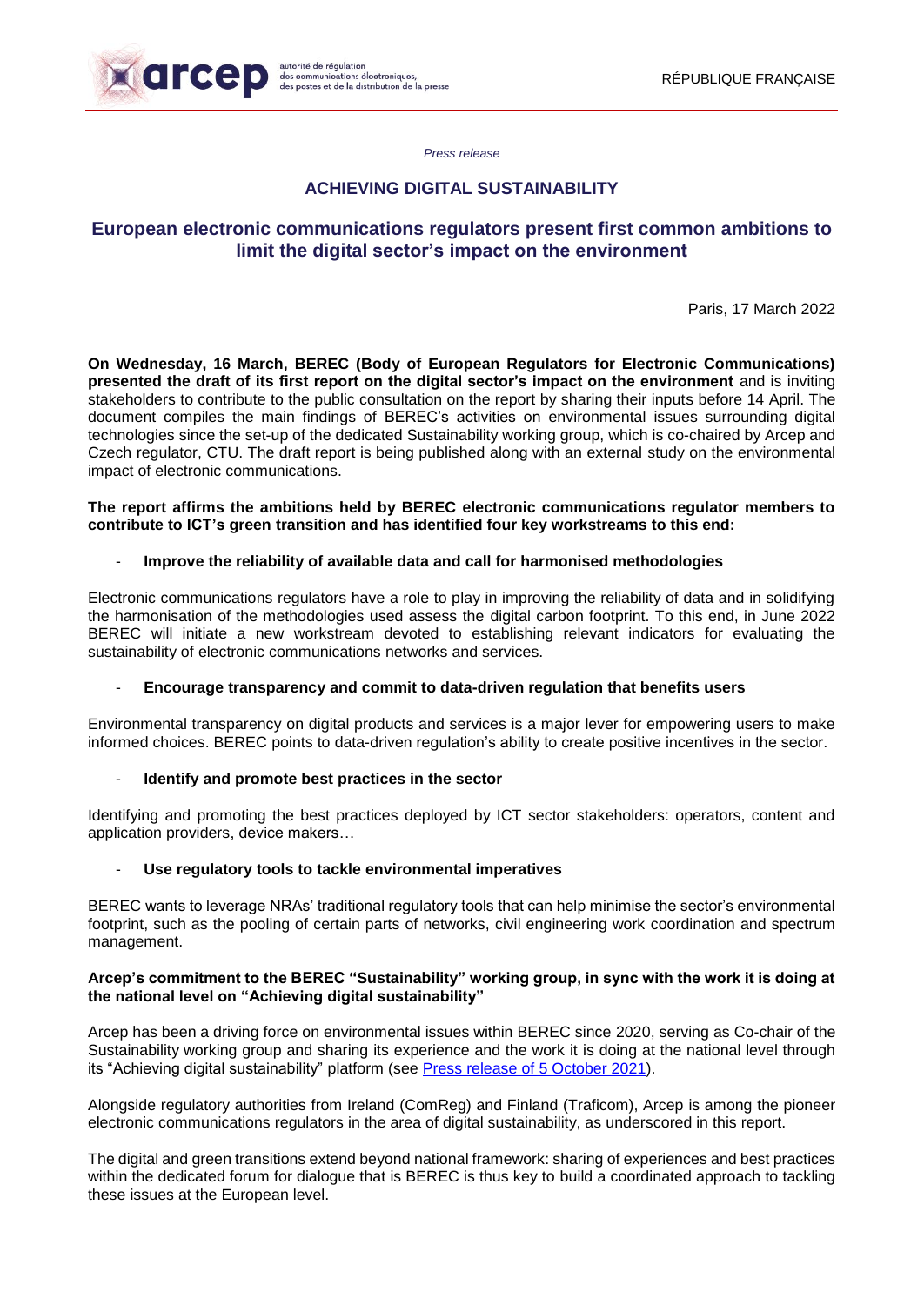arcep autorité de régulation des communications électroniques, des postes et de la distribution de la presse

RÉPUBLIQUE FRANÇAISE

*Press release*

# ACHIEVING DIGITAL SUSTAINABILITY

## European electronic communications regulators present first common ambitions to limit the digital sector's impact on the environment

Paris, 17 March 2022

**On Wednesday, 16 March, BEREC (Body of European Regulators for Electronic Communications) presented the draft of its first report on the digital sector's impact on the environment** and is inviting stakeholders to contribute to the public consultation on the report by sharing their inputs before 14 April. The document compiles the main findings of BEREC's activities on environmental issues surrounding digital technologies since the set-up of the dedicated Sustainability working group, which is co-chaired by Arcep and Czech regulator, CTU. The draft report is being published along with an external study on the environmental impact of electronic communications.

**The report affirms the ambitions held by BEREC electronic communications regulator members to contribute to ICT's green transition and has identified four key workstreams to this end:**

- **Improve the reliability of available data and call for harmonised methodologies**

Electronic communications regulators have a role to play in improving the reliability of data and in solidifying the harmonisation of the methodologies used assess the digital carbon footprint. To this end, in June 2022 BEREC will initiate a new workstream devoted to establishing relevant indicators for evaluating the sustainability of electronic communications networks and services.

- **Encourage transparency and commit to data-driven regulation that benefits users**

Environmental transparency on digital products and services is a major lever for empowering users to make informed choices. BEREC points to data-driven regulation's ability to create positive incentives in the sector.

- **Identify and promote best practices in the sector**

Identifying and promoting the best practices deployed by ICT sector stakeholders: operators, content and application providers, device makers…

- **Use regulatory tools to tackle environmental imperatives**

BEREC wants to leverage NRAs' traditional regulatory tools that can help minimise the sector's environmental footprint, such as the pooling of certain parts of networks, civil engineering work coordination and spectrum management.

**Arcep's commitment to the BEREC "Sustainability" working group, in sync with the work it is doing at the national level on "Achieving digital sustainability"**

Arcep has been a driving force on environmental issues within BEREC since 2020, serving as Co-chair of the Sustainability working group and sharing its experience and the work it is doing at the national level through its "Achieving digital sustainability" platform (see [Press release of 5 October 2021](https://)).

Alongside regulatory authorities from Ireland (ComReg) and Finland (Traficom), Arcep is among the pioneer electronic communications regulators in the area of digital sustainability, as underscored in this report.

The digital and green transitions extend beyond national framework: sharing of experiences and best practices within the dedicated forum for dialogue that is BEREC is thus key to build a coordinated approach to tackling these issues at the European level.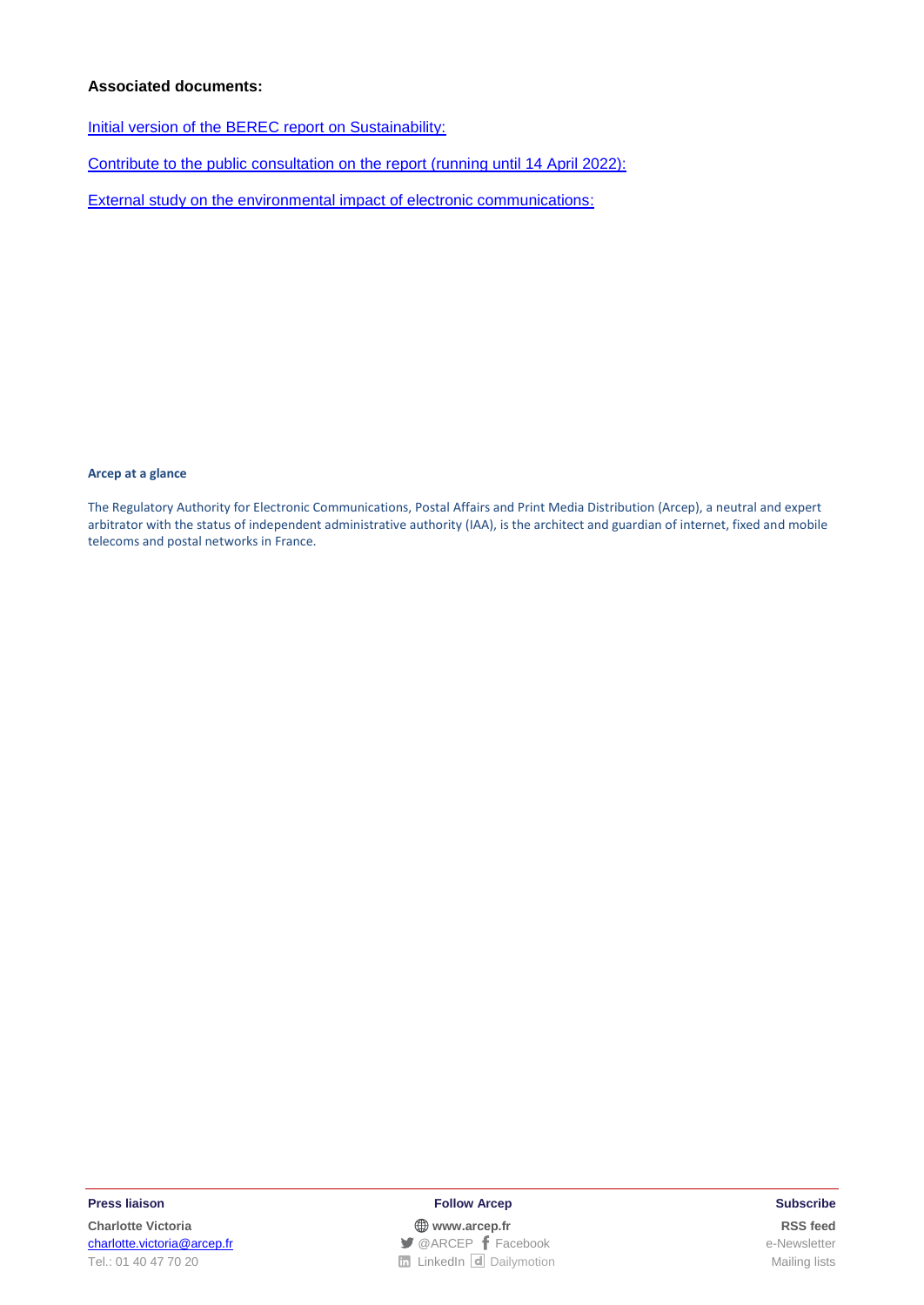**Associated documents:**

[Initial version of the BEREC report on Sustainability:]

[Contribute to the public consultation on the report (running until 14 April 2022):]

[External study on the environmental impact of electronic communications:]

**Arcep at a glance**

The Regulatory Authority for Electronic Communications, Postal Affairs and Print Media Distribution (Arcep), a neutral and expert arbitrator with the status of independent administrative authority (IAA), is the architect and guardian of internet, fixed and mobile telecoms and postal networks in France.

**Press liaison**

**Charlotte Victoria**
charlotte.victoria@arcep.fr
Tel.: 01 40 47 70 20

**Follow Arcep**

**www.arcep.fr**
@ARCEP Facebook
LinkedIn Dailymotion

**Subscribe**

**RSS feed**
e-Newsletter
Mailing lists